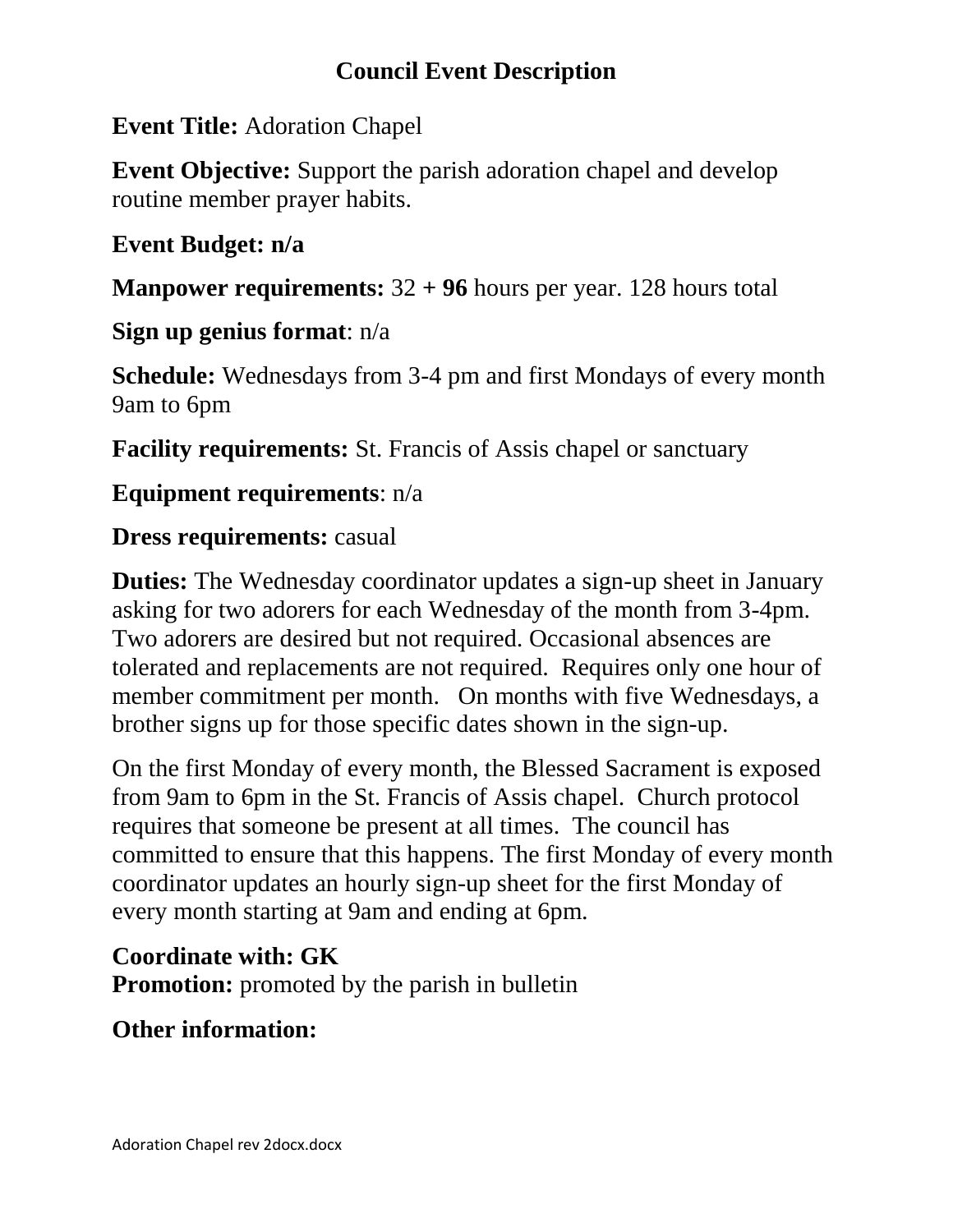# Council Event Description

**Event Title:** Adoration Chapel

**Event Objective:** Support the parish adoration chapel and develop routine member prayer habits.

**Event Budget: n/a**

**Manpower requirements:** 32 **+ 96** hours per year. 128 hours total

**Sign up genius format**: n/a

**Schedule:** Wednesdays from 3-4 pm and first Mondays of every month 9am to 6pm

**Facility requirements:** St. Francis of Assis chapel or sanctuary

**Equipment requirements**: n/a

**Dress requirements:** casual

**Duties:** The Wednesday coordinator updates a sign-up sheet in January asking for two adorers for each Wednesday of the month from 3-4pm. Two adorers are desired but not required. Occasional absences are tolerated and replacements are not required. Requires only one hour of member commitment per month. On months with five Wednesdays, a brother signs up for those specific dates shown in the sign-up.

On the first Monday of every month, the Blessed Sacrament is exposed from 9am to 6pm in the St. Francis of Assis chapel. Church protocol requires that someone be present at all times. The council has committed to ensure that this happens. The first Monday of every month coordinator updates an hourly sign-up sheet for the first Monday of every month starting at 9am and ending at 6pm.

**Coordinate with: GK**
**Promotion:** promoted by the parish in bulletin

**Other information:**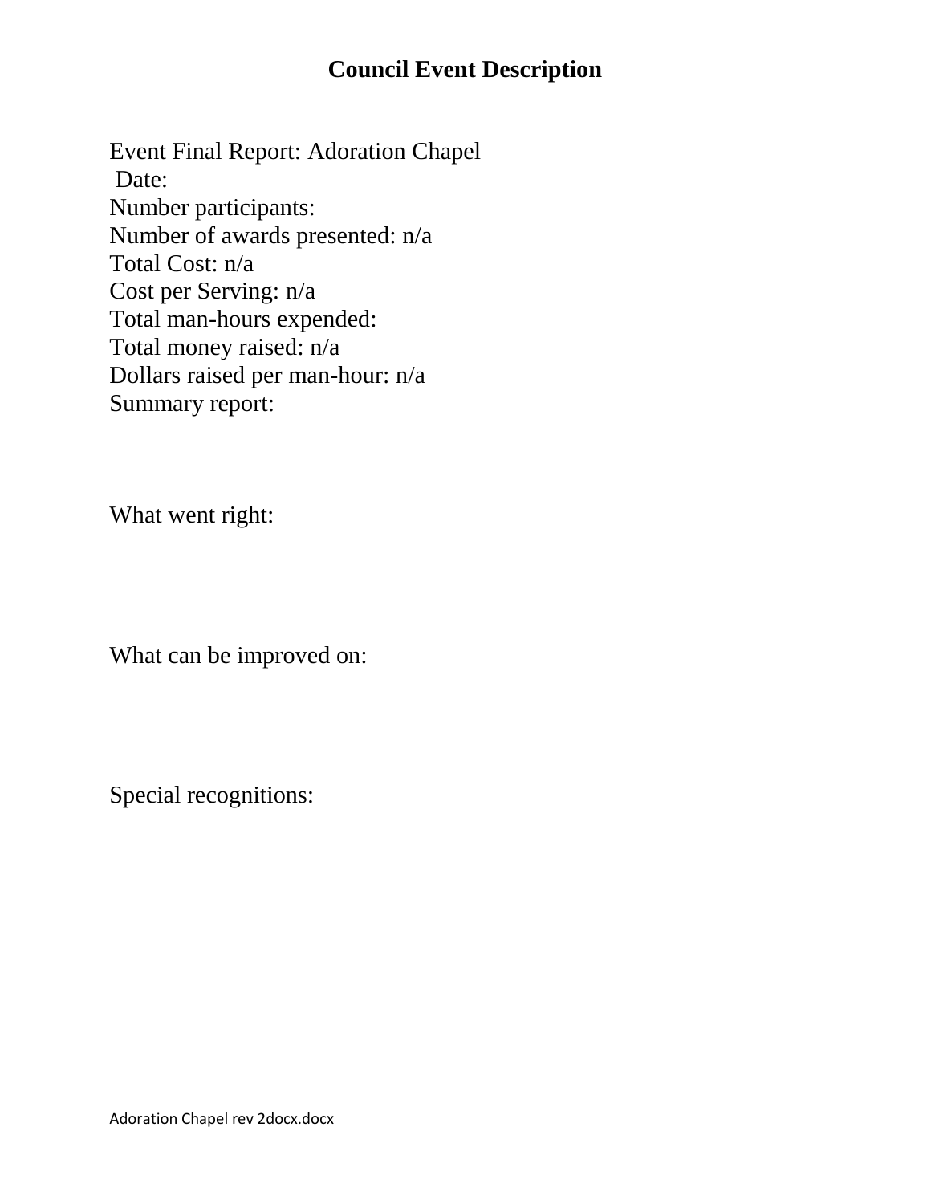# Council Event Description

Event Final Report: Adoration Chapel
Date:
Number participants:
Number of awards presented: n/a
Total Cost: n/a
Cost per Serving: n/a
Total man-hours expended:
Total money raised: n/a
Dollars raised per man-hour: n/a
Summary report:

What went right:

What can be improved on:

Special recognitions: